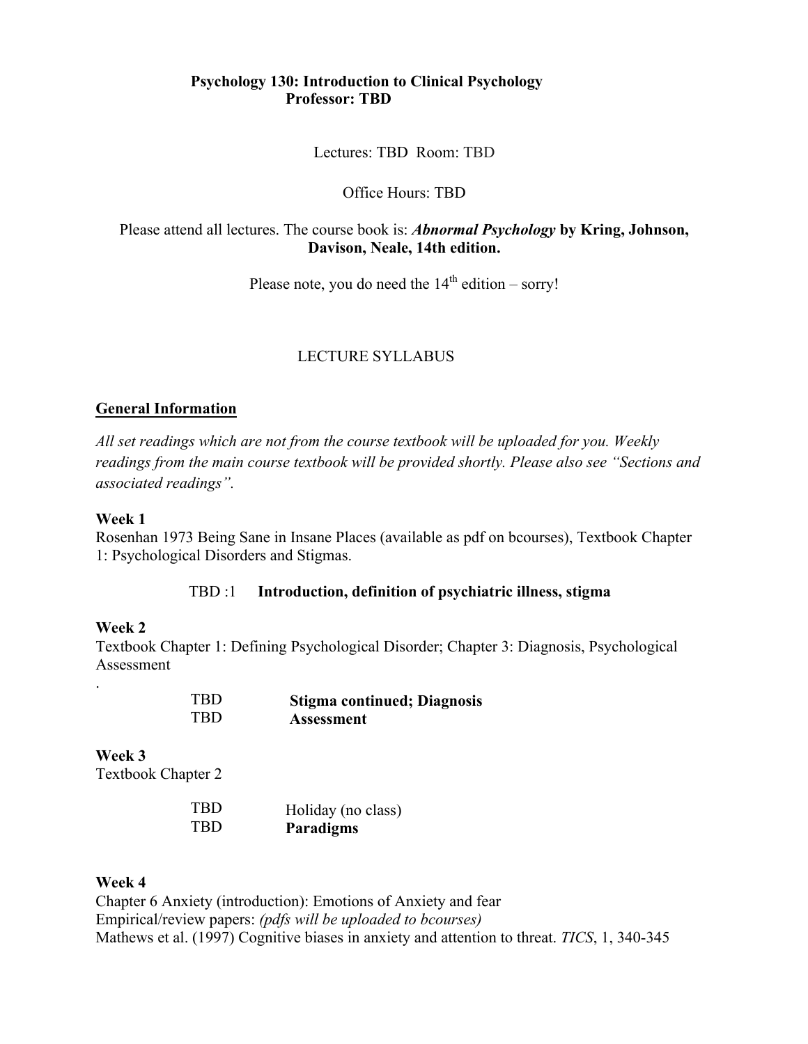**Psychology 130: Introduction to Clinical Psychology**
**Professor: TBD**

Lectures: TBD Room: TBD

Office Hours: TBD

Please attend all lectures. The course book is: ***Abnormal Psychology* by Kring, Johnson, Davison, Neale, 14th edition.**

Please note, you do need the 14th edition – sorry!

LECTURE SYLLABUS

## General Information

*All set readings which are not from the course textbook will be uploaded for you. Weekly readings from the main course textbook will be provided shortly. Please also see "Sections and associated readings".*

**Week 1**

Rosenhan 1973 Being Sane in Insane Places (available as pdf on bcourses), Textbook Chapter 1: Psychological Disorders and Stigmas.

TBD :1 **Introduction, definition of psychiatric illness, stigma**

**Week 2**

Textbook Chapter 1: Defining Psychological Disorder; Chapter 3: Diagnosis, Psychological Assessment

.

TBD **Stigma continued; Diagnosis**
TBD **Assessment**

**Week 3**

Textbook Chapter 2

TBD Holiday (no class)
TBD **Paradigms**

**Week 4**

Chapter 6 Anxiety (introduction): Emotions of Anxiety and fear

Empirical/review papers: *(pdfs will be uploaded to bcourses)*

Mathews et al. (1997) Cognitive biases in anxiety and attention to threat. *TICS*, 1, 340-345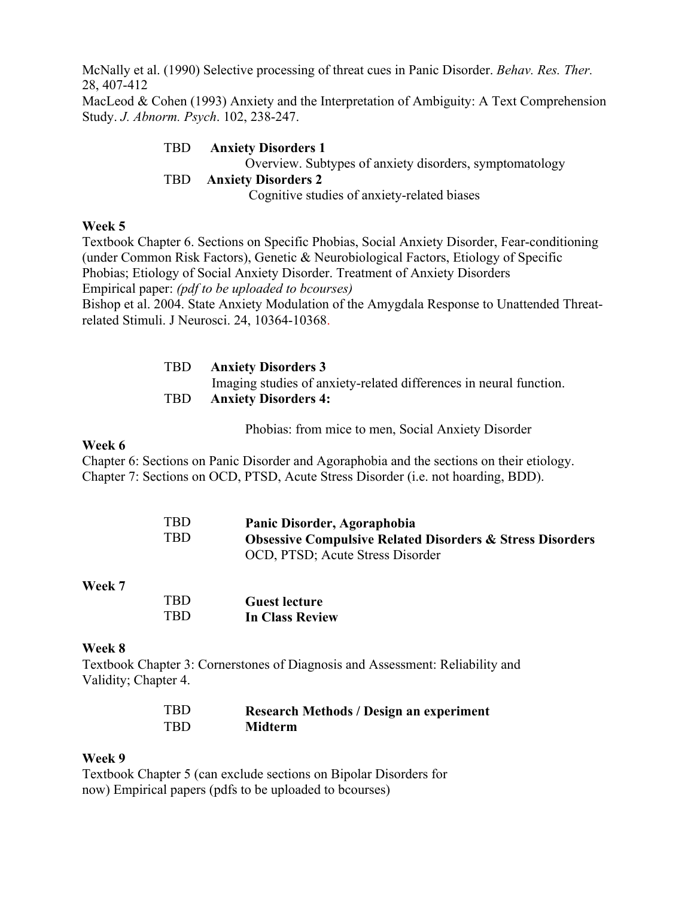McNally et al. (1990) Selective processing of threat cues in Panic Disorder. *Behav. Res. Ther.* 28, 407-412
MacLeod & Cohen (1993) Anxiety and the Interpretation of Ambiguity: A Text Comprehension Study. *J. Abnorm. Psych*. 102, 238-247.

TBD **Anxiety Disorders 1**
Overview. Subtypes of anxiety disorders, symptomatology
TBD **Anxiety Disorders 2**
Cognitive studies of anxiety-related biases

**Week 5**
Textbook Chapter 6. Sections on Specific Phobias, Social Anxiety Disorder, Fear-conditioning (under Common Risk Factors), Genetic & Neurobiological Factors, Etiology of Specific Phobias; Etiology of Social Anxiety Disorder. Treatment of Anxiety Disorders
Empirical paper: *(pdf to be uploaded to bcourses)*
Bishop et al. 2004. State Anxiety Modulation of the Amygdala Response to Unattended Threat-related Stimuli. J Neurosci. 24, 10364-10368.

TBD **Anxiety Disorders 3**
Imaging studies of anxiety-related differences in neural function.
TBD **Anxiety Disorders 4:**
Phobias: from mice to men, Social Anxiety Disorder

**Week 6**
Chapter 6: Sections on Panic Disorder and Agoraphobia and the sections on their etiology.
Chapter 7: Sections on OCD, PTSD, Acute Stress Disorder (i.e. not hoarding, BDD).

TBD **Panic Disorder, Agoraphobia**
TBD **Obsessive Compulsive Related Disorders & Stress Disorders**
OCD, PTSD; Acute Stress Disorder

**Week 7**
TBD **Guest lecture**
TBD **In Class Review**

**Week 8**
Textbook Chapter 3: Cornerstones of Diagnosis and Assessment: Reliability and Validity; Chapter 4.

TBD **Research Methods / Design an experiment**
TBD **Midterm**

**Week 9**
Textbook Chapter 5 (can exclude sections on Bipolar Disorders for now) Empirical papers (pdfs to be uploaded to bcourses)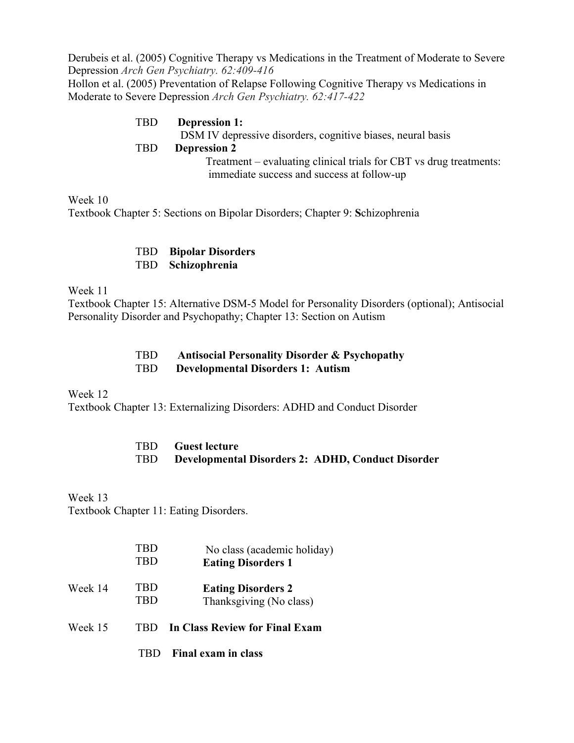Derubeis et al. (2005) Cognitive Therapy vs Medications in the Treatment of Moderate to Severe Depression *Arch Gen Psychiatry. 62:409-416*
Hollon et al. (2005) Preventation of Relapse Following Cognitive Therapy vs Medications in Moderate to Severe Depression *Arch Gen Psychiatry. 62:417-422*

TBD **Depression 1:**
DSM IV depressive disorders, cognitive biases, neural basis
TBD **Depression 2**
Treatment – evaluating clinical trials for CBT vs drug treatments: immediate success and success at follow-up

Week 10
Textbook Chapter 5: Sections on Bipolar Disorders; Chapter 9: **S**chizophrenia

TBD **Bipolar Disorders**
TBD **Schizophrenia**

Week 11
Textbook Chapter 15: Alternative DSM-5 Model for Personality Disorders (optional); Antisocial Personality Disorder and Psychopathy; Chapter 13: Section on Autism

TBD **Antisocial Personality Disorder & Psychopathy**
TBD **Developmental Disorders 1: Autism**

Week 12
Textbook Chapter 13: Externalizing Disorders: ADHD and Conduct Disorder

TBD **Guest lecture**
TBD **Developmental Disorders 2: ADHD, Conduct Disorder**

Week 13
Textbook Chapter 11: Eating Disorders.

TBD No class (academic holiday)
TBD **Eating Disorders 1**

Week 14 TBD **Eating Disorders 2**
TBD Thanksgiving (No class)

Week 15 TBD **In Class Review for Final Exam**

TBD **Final exam in class**